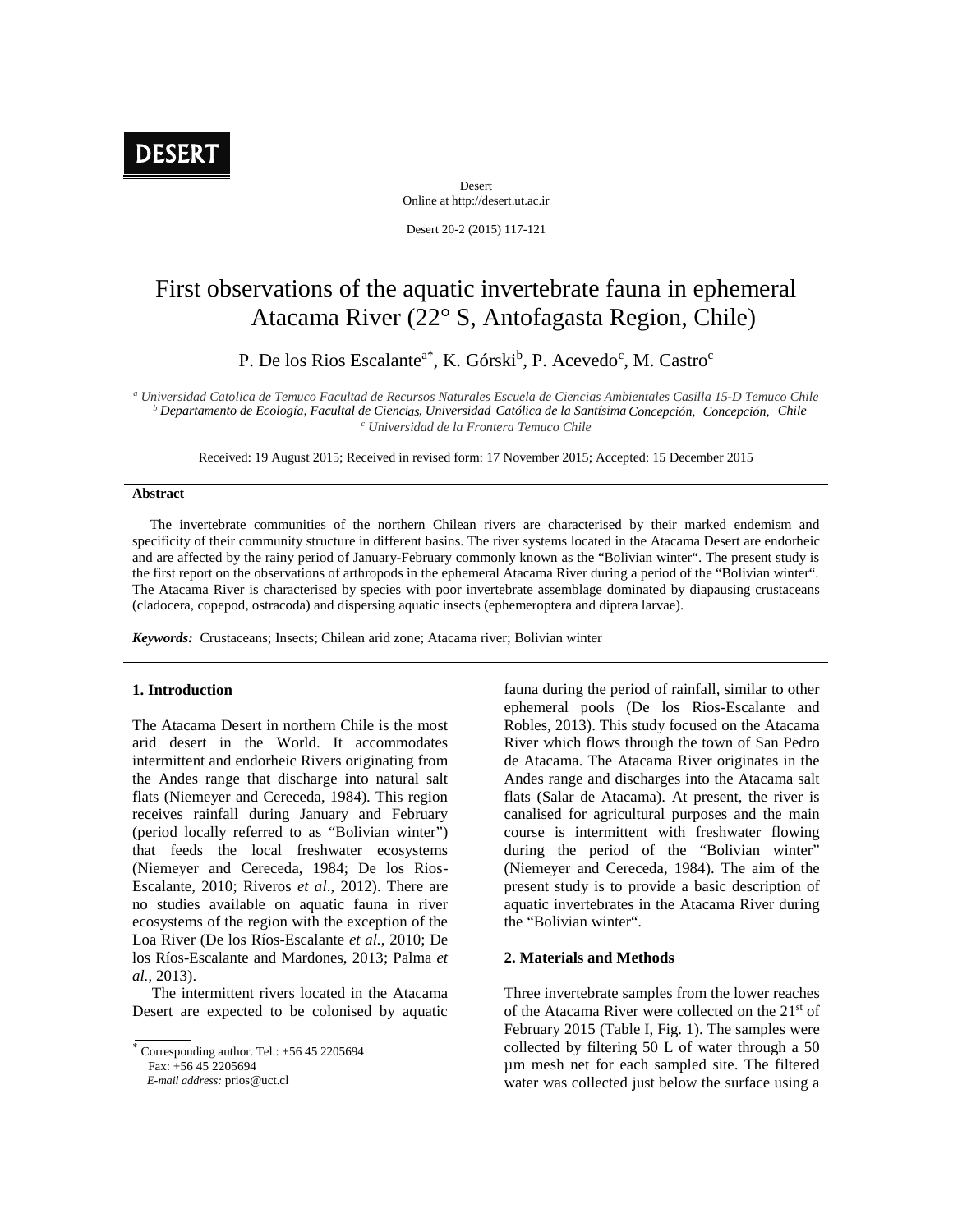# First observations of the aquatic invertebrate fauna in ephemeral Atacama River (22° S, Antofagasta Region, Chile)

P. De los Rios Escalante[a*], K. Górski[b], P. Acevedo[c], M. Castro[c]

[a] *Universidad Catolica de Temuco Facultad de Recursos Naturales Escuela de Ciencias Ambientales Casilla 15-D Temuco Chile*
[b] *Departamento de Ecología, Facultad de Ciencias, Universidad Católica de la Santísima Concepción, Concepción, Chile*
[c] *Universidad de la Frontera Temuco Chile*

Received: 19 August 2015; Received in revised form: 17 November 2015; Accepted: 15 December 2015

**Abstract**

The invertebrate communities of the northern Chilean rivers are characterised by their marked endemism and specificity of their community structure in different basins. The river systems located in the Atacama Desert are endorheic and are affected by the rainy period of January-February commonly known as the "Bolivian winter". The present study is the first report on the observations of arthropods in the ephemeral Atacama River during a period of the "Bolivian winter". The Atacama River is characterised by species with poor invertebrate assemblage dominated by diapausing crustaceans (cladocera, copepod, ostracoda) and dispersing aquatic insects (ephemeroptera and diptera larvae).

***Keywords:*** Crustaceans; Insects; Chilean arid zone; Atacama river; Bolivian winter

## 1. Introduction

The Atacama Desert in northern Chile is the most arid desert in the World. It accommodates intermittent and endorheic Rivers originating from the Andes range that discharge into natural salt flats (Niemeyer and Cereceda, 1984). This region receives rainfall during January and February (period locally referred to as "Bolivian winter") that feeds the local freshwater ecosystems (Niemeyer and Cereceda, 1984; De los Rios-Escalante, 2010; Riveros *et al*., 2012). There are no studies available on aquatic fauna in river ecosystems of the region with the exception of the Loa River (De los Ríos-Escalante *et al.*, 2010; De los Ríos-Escalante and Mardones, 2013; Palma *et al.*, 2013).

The intermittent rivers located in the Atacama Desert are expected to be colonised by aquatic fauna during the period of rainfall, similar to other ephemeral pools (De los Rios-Escalante and Robles, 2013). This study focused on the Atacama River which flows through the town of San Pedro de Atacama. The Atacama River originates in the Andes range and discharges into the Atacama salt flats (Salar de Atacama). At present, the river is canalised for agricultural purposes and the main course is intermittent with freshwater flowing during the period of the "Bolivian winter" (Niemeyer and Cereceda, 1984). The aim of the present study is to provide a basic description of aquatic invertebrates in the Atacama River during the "Bolivian winter".

## 2. Materials and Methods

Three invertebrate samples from the lower reaches of the Atacama River were collected on the 21st of February 2015 (Table I, Fig. 1). The samples were collected by filtering 50 L of water through a 50 µm mesh net for each sampled site. The filtered water was collected just below the surface using a

---

[*] Corresponding author. Tel.: +56 45 2205694
Fax: +56 45 2205694
*E-mail address:* prios@uct.cl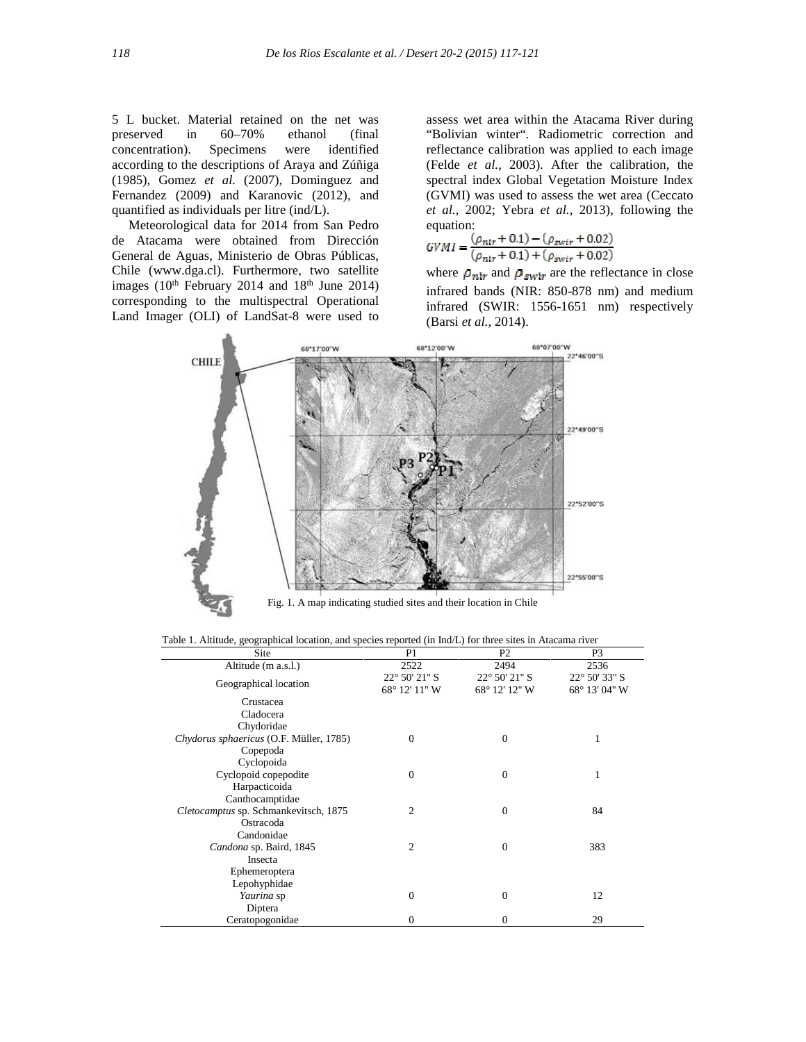5 L bucket. Material retained on the net was preserved in 60–70% ethanol (final concentration). Specimens were identified according to the descriptions of Araya and Zúñiga (1985), Gomez *et al.* (2007), Dominguez and Fernandez (2009) and Karanovic (2012), and quantified as individuals per litre (ind/L).

Meteorological data for 2014 from San Pedro de Atacama were obtained from Dirección General de Aguas, Ministerio de Obras Públicas, Chile (www.dga.cl). Furthermore, two satellite images (10th February 2014 and 18th June 2014) corresponding to the multispectral Operational Land Imager (OLI) of LandSat-8 were used to assess wet area within the Atacama River during "Bolivian winter". Radiometric correction and reflectance calibration was applied to each image (Felde *et al.*, 2003). After the calibration, the spectral index Global Vegetation Moisture Index (GVMI) was used to assess the wet area (Ceccato *et al.*, 2002; Yebra *et al.*, 2013), following the equation:

$$GVMI = \frac{(\rho_{nir} + 0.1) - (\rho_{swir} + 0.02)}{(\rho_{nir} + 0.1) + (\rho_{swir} + 0.02)}$$

where $\rho_{nir}$ and $\rho_{swir}$ are the reflectance in close infrared bands (NIR: 850-878 nm) and medium infrared (SWIR: 1556-1651 nm) respectively (Barsi *et al.*, 2014).

Fig. 1. A map indicating studied sites and their location in Chile

Table 1. Altitude, geographical location, and species reported (in Ind/L) for three sites in Atacama river

| Site | P1 | P2 | P3 |
|---|---|---|---|
| Altitude (m a.s.l.) | 2522 | 2494 | 2536 |
| Geographical location | 22° 50' 21" S<br>68° 12' 11" W | 22° 50' 21" S<br>68° 12' 12" W | 22° 50' 33" S<br>68° 13' 04" W |
| Crustacea | | | |
| Cladocera | | | |
| Chydoridae | | | |
| *Chydorus sphaericus* (O.F. Müller, 1785) | 0 | 0 | 1 |
| Copepoda | | | |
| Cyclopoida | | | |
| Cyclopoid copepodite | 0 | 0 | 1 |
| Harpacticoida | | | |
| Canthocamptidae | | | |
| *Cletocamptus* sp. Schmankevitsch, 1875 | 2 | 0 | 84 |
| Ostracoda | | | |
| Candonidae | | | |
| *Candona* sp. Baird, 1845 | 2 | 0 | 383 |
| Insecta | | | |
| Ephemeroptera | | | |
| Lepohyphidae | | | |
| *Yaurina* sp | 0 | 0 | 12 |
| Diptera | | | |
| Ceratopogonidae | 0 | 0 | 29 |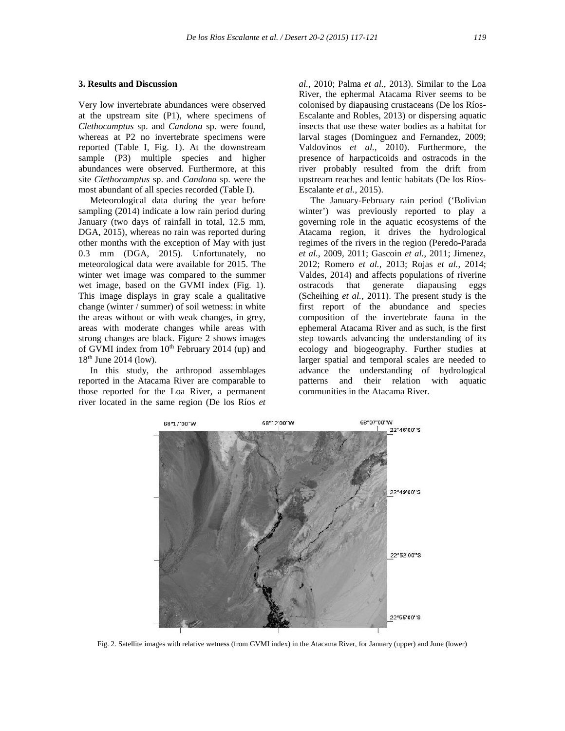## 3. Results and Discussion

Very low invertebrate abundances were observed at the upstream site (P1), where specimens of *Clethocamptus* sp. and *Candona* sp. were found, whereas at P2 no invertebrate specimens were reported (Table I, Fig. 1). At the downstream sample (P3) multiple species and higher abundances were observed. Furthermore, at this site *Clethocamptus* sp. and *Candona* sp. were the most abundant of all species recorded (Table I).

Meteorological data during the year before sampling (2014) indicate a low rain period during January (two days of rainfall in total, 12.5 mm, DGA, 2015), whereas no rain was reported during other months with the exception of May with just 0.3 mm (DGA, 2015). Unfortunately, no meteorological data were available for 2015. The winter wet image was compared to the summer wet image, based on the GVMI index (Fig. 1). This image displays in gray scale a qualitative change (winter / summer) of soil wetness: in white the areas without or with weak changes, in grey, areas with moderate changes while areas with strong changes are black. Figure 2 shows images of GVMI index from 10th February 2014 (up) and 18th June 2014 (low).

In this study, the arthropod assemblages reported in the Atacama River are comparable to those reported for the Loa River, a permanent river located in the same region (De los Ríos *et al.*, 2010; Palma *et al.*, 2013). Similar to the Loa River, the ephermal Atacama River seems to be colonised by diapausing crustaceans (De los Ríos-Escalante and Robles, 2013) or dispersing aquatic insects that use these water bodies as a habitat for larval stages (Dominguez and Fernandez, 2009; Valdovinos *et al.*, 2010). Furthermore, the presence of harpacticoids and ostracods in the river probably resulted from the drift from upstream reaches and lentic habitats (De los Ríos-Escalante *et al.*, 2015).

The January-February rain period ('Bolivian winter') was previously reported to play a governing role in the aquatic ecosystems of the Atacama region, it drives the hydrological regimes of the rivers in the region (Peredo-Parada *et al.*, 2009, 2011; Gascoin *et al.*, 2011; Jimenez, 2012; Romero *et al.*, 2013; Rojas *et al.*, 2014; Valdes, 2014) and affects populations of riverine ostracods that generate diapausing eggs (Scheihing *et al.*, 2011). The present study is the first report of the abundance and species composition of the invertebrate fauna in the ephemeral Atacama River and as such, is the first step towards advancing the understanding of its ecology and biogeography. Further studies at larger spatial and temporal scales are needed to advance the understanding of hydrological patterns and their relation with aquatic communities in the Atacama River.

Fig. 2. Satellite images with relative wetness (from GVMI index) in the Atacama River, for January (upper) and June (lower)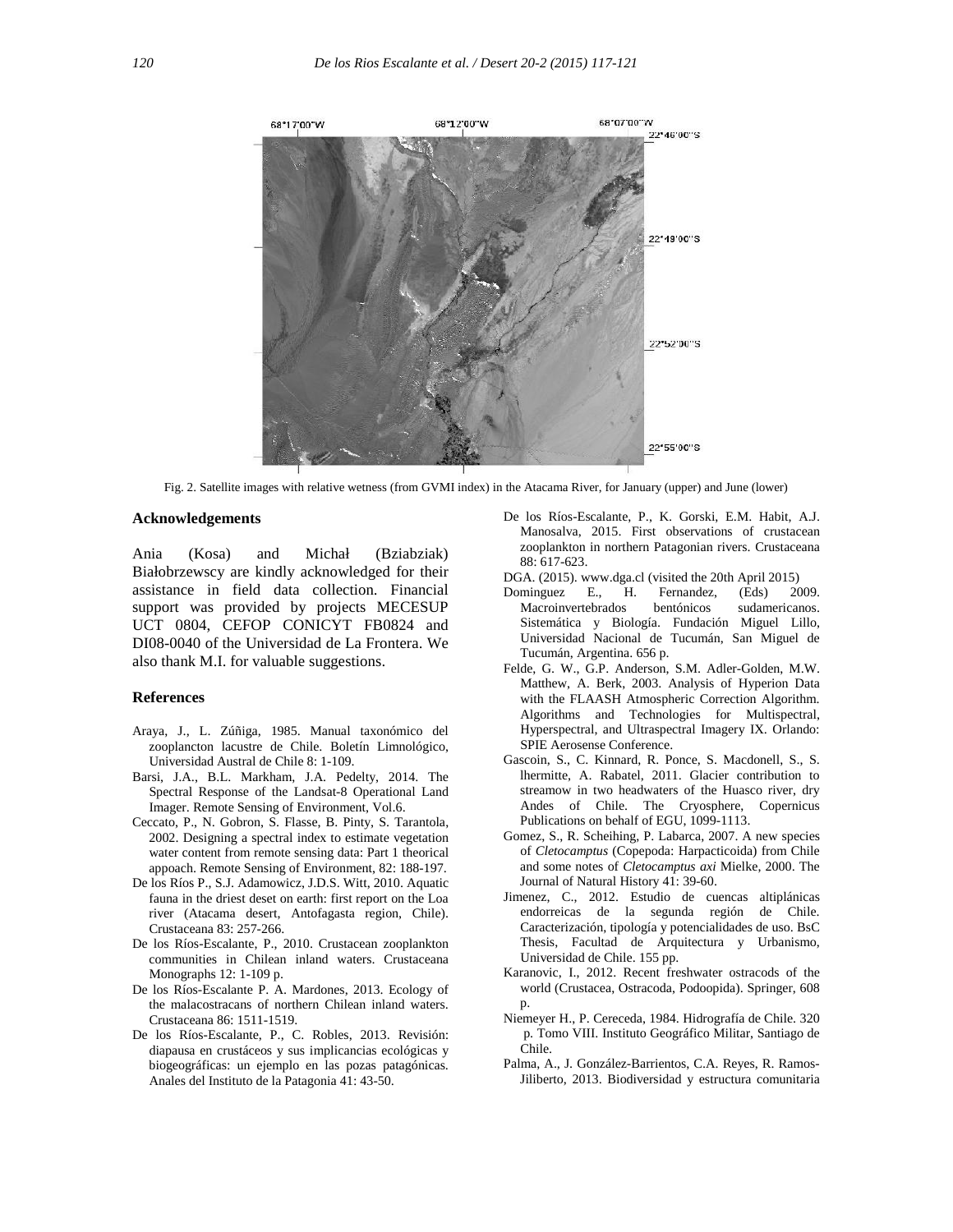Fig. 2. Satellite images with relative wetness (from GVMI index) in the Atacama River, for January (upper) and June (lower)

## Acknowledgements

Ania (Kosa) and Michał (Bziabziak) Białobrzewscy are kindly acknowledged for their assistance in field data collection. Financial support was provided by projects MECESUP UCT 0804, CEFOP CONICYT FB0824 and DI08-0040 of the Universidad de La Frontera. We also thank M.I. for valuable suggestions.

## References

Araya, J., L. Zúñiga, 1985. Manual taxonómico del zooplancton lacustre de Chile. Boletín Limnológico, Universidad Austral de Chile 8: 1-109.

Barsi, J.A., B.L. Markham, J.A. Pedelty, 2014. The Spectral Response of the Landsat-8 Operational Land Imager. Remote Sensing of Environment, Vol.6.

Ceccato, P., N. Gobron, S. Flasse, B. Pinty, S. Tarantola, 2002. Designing a spectral index to estimate vegetation water content from remote sensing data: Part 1 theorical appoach. Remote Sensing of Environment, 82: 188-197.

De los Ríos P., S.J. Adamowicz, J.D.S. Witt, 2010. Aquatic fauna in the driest deset on earth: first report on the Loa river (Atacama desert, Antofagasta region, Chile). Crustaceana 83: 257-266.

De los Ríos-Escalante, P., 2010. Crustacean zooplankton communities in Chilean inland waters. Crustaceana Monographs 12: 1-109 p.

De los Ríos-Escalante P. A. Mardones, 2013. Ecology of the malacostracans of northern Chilean inland waters. Crustaceana 86: 1511-1519.

De los Ríos-Escalante, P., C. Robles, 2013. Revisión: diapausa en crustáceos y sus implicancias ecológicas y biogeográficas: un ejemplo en las pozas patagónicas. Anales del Instituto de la Patagonia 41: 43-50.

De los Ríos-Escalante, P., K. Gorski, E.M. Habit, A.J. Manosalva, 2015. First observations of crustacean zooplankton in northern Patagonian rivers. Crustaceana 88: 617-623.

DGA. (2015). www.dga.cl (visited the 20th April 2015)

Dominguez E., H. Fernandez, (Eds) 2009. Macroinvertebrados bentónicos sudamericanos. Sistemática y Biología. Fundación Miguel Lillo, Universidad Nacional de Tucumán, San Miguel de Tucumán, Argentina. 656 p.

Felde, G. W., G.P. Anderson, S.M. Adler-Golden, M.W. Matthew, A. Berk, 2003. Analysis of Hyperion Data with the FLAASH Atmospheric Correction Algorithm. Algorithms and Technologies for Multispectral, Hyperspectral, and Ultraspectral Imagery IX. Orlando: SPIE Aerosense Conference.

Gascoin, S., C. Kinnard, R. Ponce, S. Macdonell, S., S. lhermitte, A. Rabatel, 2011. Glacier contribution to streamow in two headwaters of the Huasco river, dry Andes of Chile. The Cryosphere, Copernicus Publications on behalf of EGU, 1099-1113.

Gomez, S., R. Scheihing, P. Labarca, 2007. A new species of *Cletocamptus* (Copepoda: Harpacticoida) from Chile and some notes of *Cletocamptus axi* Mielke, 2000. The Journal of Natural History 41: 39-60.

Jimenez, C., 2012. Estudio de cuencas altiplánicas endorreicas de la segunda región de Chile. Caracterización, tipología y potencialidades de uso. BsC Thesis, Facultad de Arquitectura y Urbanismo, Universidad de Chile. 155 pp.

Karanovic, I., 2012. Recent freshwater ostracods of the world (Crustacea, Ostracoda, Podoopida). Springer, 608 p.

Niemeyer H., P. Cereceda, 1984. Hidrografía de Chile. 320 p. Tomo VIII. Instituto Geográfico Militar, Santiago de Chile.

Palma, A., J. González-Barrientos, C.A. Reyes, R. Ramos-Jiliberto, 2013. Biodiversidad y estructura comunitaria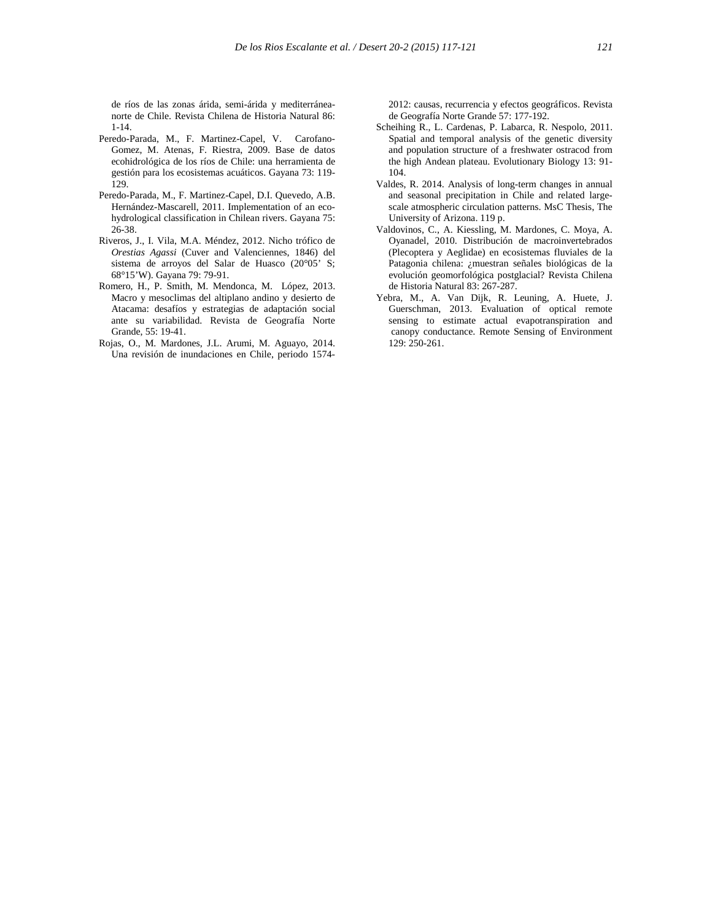de ríos de las zonas árida, semi-árida y mediterránea-norte de Chile. Revista Chilena de Historia Natural 86: 1-14.

Peredo-Parada, M., F. Martinez-Capel, V. Carofano-Gomez, M. Atenas, F. Riestra, 2009. Base de datos ecohidrológica de los ríos de Chile: una herramienta de gestión para los ecosistemas acuáticos. Gayana 73: 119-129.

Peredo-Parada, M., F. Martinez-Capel, D.I. Quevedo, A.B. Hernández-Mascarell, 2011. Implementation of an eco-hydrological classification in Chilean rivers. Gayana 75: 26-38.

Riveros, J., I. Vila, M.A. Méndez, 2012. Nicho trófico de *Orestias Agassi* (Cuver and Valenciennes, 1846) del sistema de arroyos del Salar de Huasco (20°05' S; 68°15'W). Gayana 79: 79-91.

Romero, H., P. Smith, M. Mendonca, M. López, 2013. Macro y mesoclimas del altiplano andino y desierto de Atacama: desafíos y estrategias de adaptación social ante su variabilidad. Revista de Geografía Norte Grande, 55: 19-41.

Rojas, O., M. Mardones, J.L. Arumi, M. Aguayo, 2014. Una revisión de inundaciones en Chile, periodo 1574-2012: causas, recurrencia y efectos geográficos. Revista de Geografía Norte Grande 57: 177-192.

Scheihing R., L. Cardenas, P. Labarca, R. Nespolo, 2011. Spatial and temporal analysis of the genetic diversity and population structure of a freshwater ostracod from the high Andean plateau. Evolutionary Biology 13: 91-104.

Valdes, R. 2014. Analysis of long-term changes in annual and seasonal precipitation in Chile and related large-scale atmospheric circulation patterns. MsC Thesis, The University of Arizona. 119 p.

Valdovinos, C., A. Kiessling, M. Mardones, C. Moya, A. Oyanadel, 2010. Distribución de macroinvertebrados (Plecoptera y Aeglidae) en ecosistemas fluviales de la Patagonia chilena: ¿muestran señales biológicas de la evolución geomorfológica postglacial? Revista Chilena de Historia Natural 83: 267-287.

Yebra, M., A. Van Dijk, R. Leuning, A. Huete, J. Guerschman, 2013. Evaluation of optical remote sensing to estimate actual evapotranspiration and canopy conductance. Remote Sensing of Environment 129: 250-261.